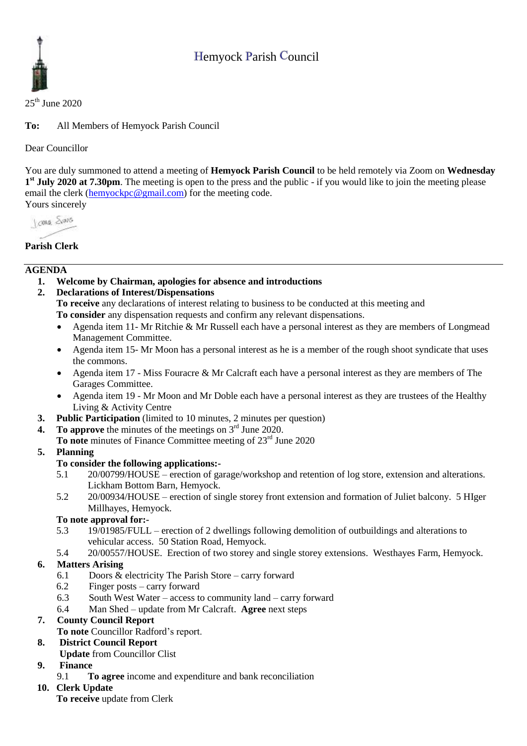# Hemyock Parish Council

25th June 2020

**To:** All Members of Hemyock Parish Council

Dear Councillor

You are duly summoned to attend a meeting of **Hemyock Parish Council** to be held remotely via Zoom on **Wednesday 1st July 2020 at 7.30pm**. The meeting is open to the press and the public - if you would like to join the meeting please email the clerk (hemyockpc@gmail.com) for the meeting code.

Yours sincerely

**Parish Clerk**

---

**AGENDA**

1. **Welcome by Chairman, apologies for absence and introductions**
2. **Declarations of Interest/Dispensations**
   **To receive** any declarations of interest relating to business to be conducted at this meeting and
   **To consider** any dispensation requests and confirm any relevant dispensations.
   - Agenda item 11- Mr Ritchie & Mr Russell each have a personal interest as they are members of Longmead Management Committee.
   - Agenda item 15- Mr Moon has a personal interest as he is a member of the rough shoot syndicate that uses the commons.
   - Agenda item 17 - Miss Fouracre & Mr Calcraft each have a personal interest as they are members of The Garages Committee.
   - Agenda item 19 - Mr Moon and Mr Doble each have a personal interest as they are trustees of the Healthy Living & Activity Centre
3. **Public Participation** (limited to 10 minutes, 2 minutes per question)
4. **To approve** the minutes of the meetings on 3rd June 2020.
   **To note** minutes of Finance Committee meeting of 23rd June 2020
5. **Planning**
   **To consider the following applications:-**
   - 5.1 20/00799/HOUSE – erection of garage/workshop and retention of log store, extension and alterations. Lickham Bottom Barn, Hemyock.
   - 5.2 20/00934/HOUSE – erection of single storey front extension and formation of Juliet balcony. 5 HIger Millhayes, Hemyock.

   **To note approval for:-**
   - 5.3 19/01985/FULL – erection of 2 dwellings following demolition of outbuildings and alterations to vehicular access. 50 Station Road, Hemyock.
   - 5.4 20/00557/HOUSE. Erection of two storey and single storey extensions. Westhayes Farm, Hemyock.
6. **Matters Arising**
   - 6.1 Doors & electricity The Parish Store – carry forward
   - 6.2 Finger posts – carry forward
   - 6.3 South West Water – access to community land – carry forward
   - 6.4 Man Shed – update from Mr Calcraft. **Agree** next steps
7. **County Council Report**
   **To note** Councillor Radford's report.
8. **District Council Report**
   **Update** from Councillor Clist
9. **Finance**
   - 9.1 **To agree** income and expenditure and bank reconciliation
10. **Clerk Update**
    **To receive** update from Clerk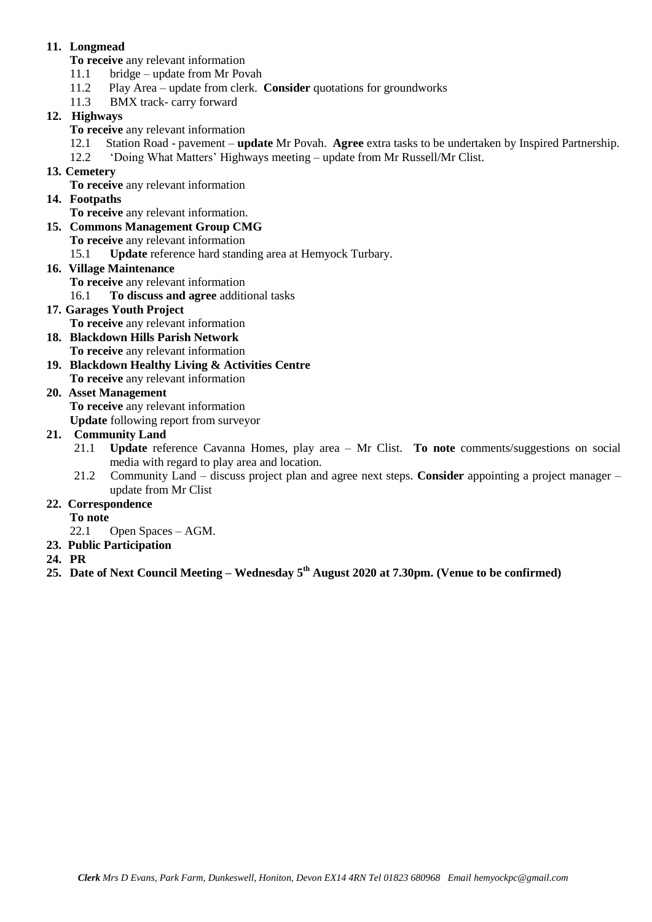**11. Longmead**

**To receive** any relevant information

- 11.1 bridge – update from Mr Povah
- 11.2 Play Area – update from clerk. **Consider** quotations for groundworks
- 11.3 BMX track- carry forward

**12. Highways**

**To receive** any relevant information

- 12.1 Station Road - pavement – **update** Mr Povah. **Agree** extra tasks to be undertaken by Inspired Partnership.
- 12.2 'Doing What Matters' Highways meeting – update from Mr Russell/Mr Clist.

**13. Cemetery**

**To receive** any relevant information

**14. Footpaths**

**To receive** any relevant information.

**15. Commons Management Group CMG**

**To receive** any relevant information

- 15.1 **Update** reference hard standing area at Hemyock Turbary.

**16. Village Maintenance**

**To receive** any relevant information

- 16.1 **To discuss and agree** additional tasks

**17. Garages Youth Project**

**To receive** any relevant information

**18. Blackdown Hills Parish Network**

**To receive** any relevant information

**19. Blackdown Healthy Living & Activities Centre**

**To receive** any relevant information

**20. Asset Management**

**To receive** any relevant information

**Update** following report from surveyor

**21. Community Land**

- 21.1 **Update** reference Cavanna Homes, play area – Mr Clist. **To note** comments/suggestions on social media with regard to play area and location.
- 21.2 Community Land – discuss project plan and agree next steps. **Consider** appointing a project manager – update from Mr Clist

**22. Correspondence**

**To note**

- 22.1 Open Spaces – AGM.

**23. Public Participation**

**24. PR**

**25. Date of Next Council Meeting – Wednesday 5th August 2020 at 7.30pm. (Venue to be confirmed)**

***Clerk** Mrs D Evans, Park Farm, Dunkeswell, Honiton, Devon EX14 4RN Tel 01823 680968 Email hemyockpc@gmail.com*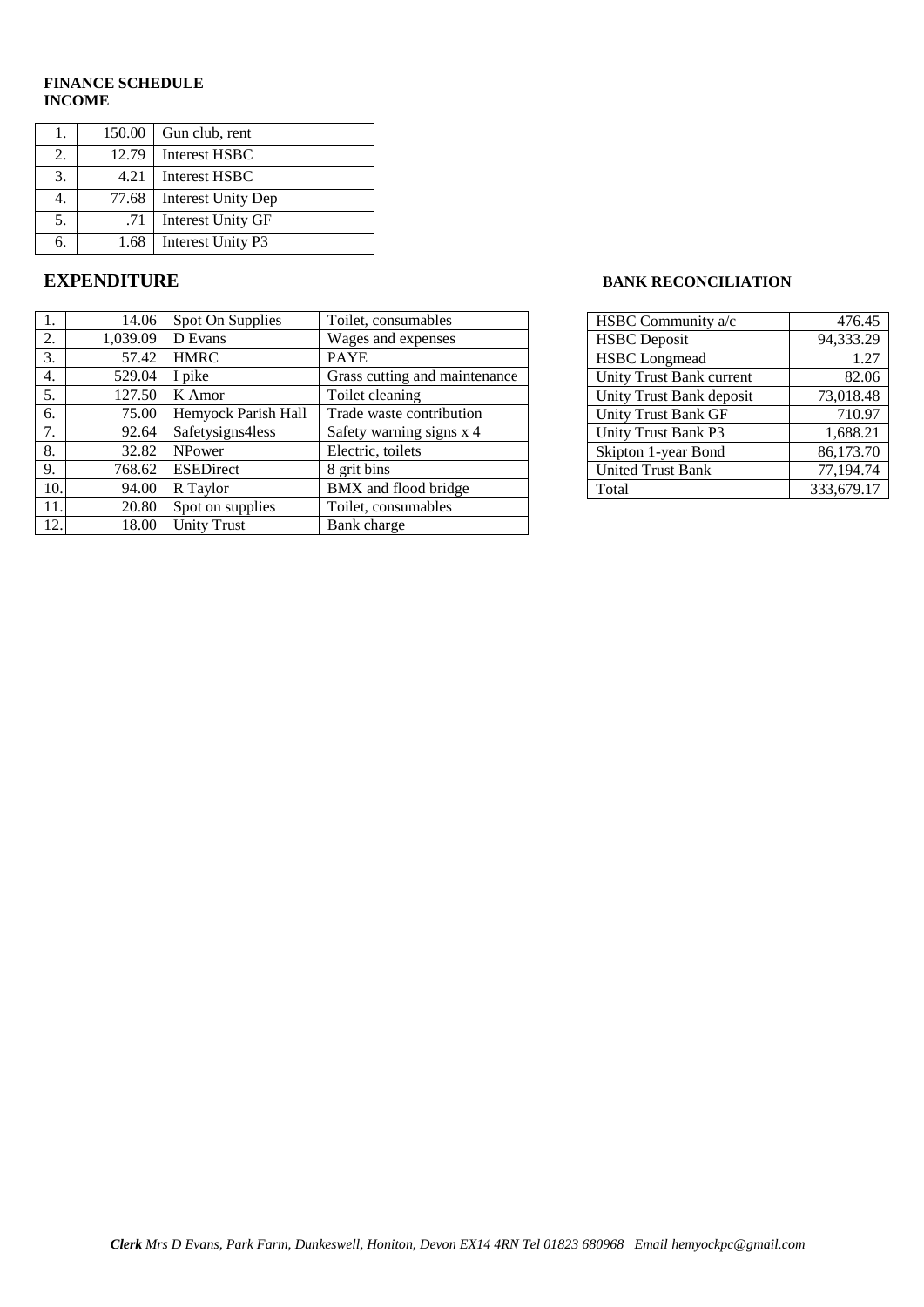**FINANCE SCHEDULE**
**INCOME**

| | | |
|---|---|---|
| 1. | 150.00 | Gun club, rent |
| 2. | 12.79 | Interest HSBC |
| 3. | 4.21 | Interest HSBC |
| 4. | 77.68 | Interest Unity Dep |
| 5. | .71 | Interest Unity GF |
| 6. | 1.68 | Interest Unity P3 |

## EXPENDITURE

| | | | |
|---|---|---|---|
| 1. | 14.06 | Spot On Supplies | Toilet, consumables |
| 2. | 1,039.09 | D Evans | Wages and expenses |
| 3. | 57.42 | HMRC | PAYE |
| 4. | 529.04 | I pike | Grass cutting and maintenance |
| 5. | 127.50 | K Amor | Toilet cleaning |
| 6. | 75.00 | Hemyock Parish Hall | Trade waste contribution |
| 7. | 92.64 | Safetysigns4less | Safety warning signs x 4 |
| 8. | 32.82 | NPower | Electric, toilets |
| 9. | 768.62 | ESEDirect | 8 grit bins |
| 10. | 94.00 | R Taylor | BMX and flood bridge |
| 11. | 20.80 | Spot on supplies | Toilet, consumables |
| 12. | 18.00 | Unity Trust | Bank charge |

**BANK RECONCILIATION**

| | |
|---|---|
| HSBC Community a/c | 476.45 |
| HSBC Deposit | 94,333.29 |
| HSBC Longmead | 1.27 |
| Unity Trust Bank current | 82.06 |
| Unity Trust Bank deposit | 73,018.48 |
| Unity Trust Bank GF | 710.97 |
| Unity Trust Bank P3 | 1,688.21 |
| Skipton 1-year Bond | 86,173.70 |
| United Trust Bank | 77,194.74 |
| Total | 333,679.17 |

***Clerk** Mrs D Evans, Park Farm, Dunkeswell, Honiton, Devon EX14 4RN Tel 01823 680968 Email hemyockpc@gmail.com*